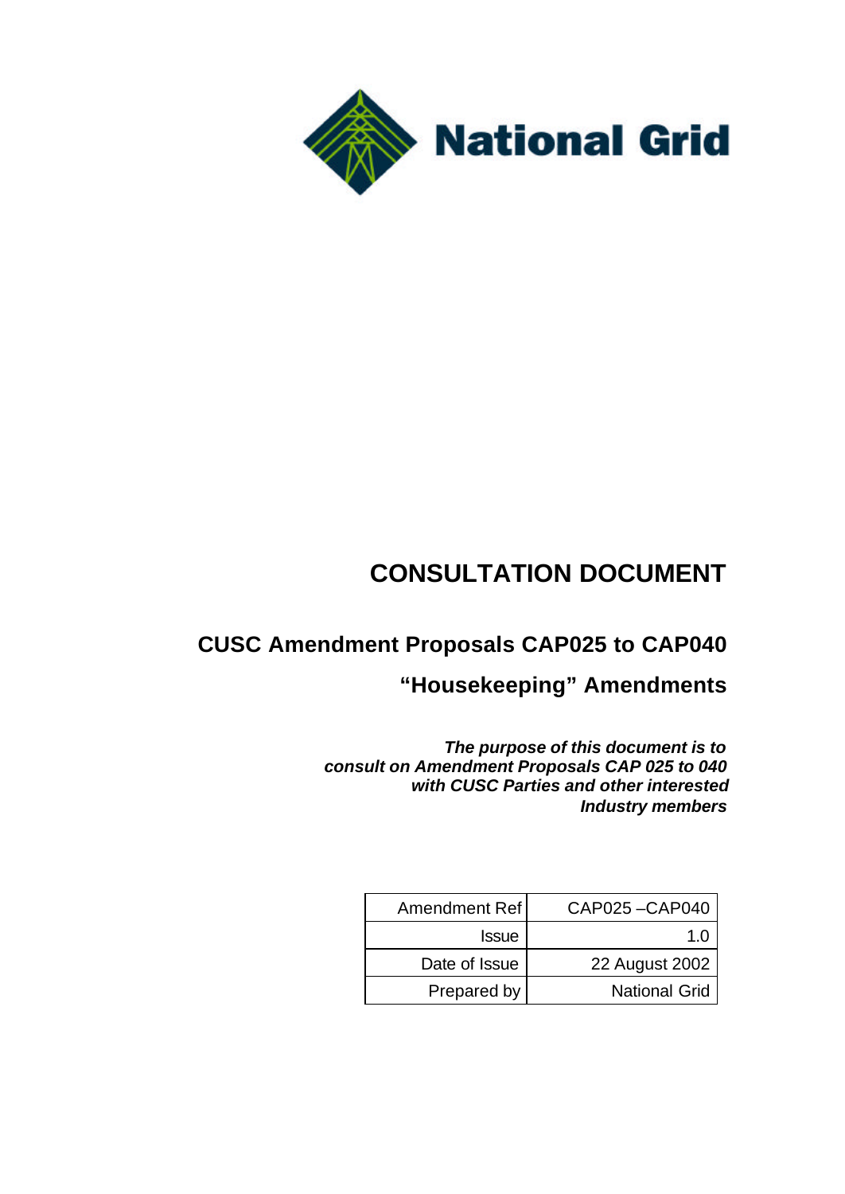National Grid

# CONSULTATION DOCUMENT

## CUSC Amendment Proposals CAP025 to CAP040

## "Housekeeping" Amendments

***The purpose of this document is to consult on Amendment Proposals CAP 025 to 040 with CUSC Parties and other interested Industry members***

| | |
|---|---|
| Amendment Ref | CAP025 –CAP040 |
| Issue | 1.0 |
| Date of Issue | 22 August 2002 |
| Prepared by | National Grid |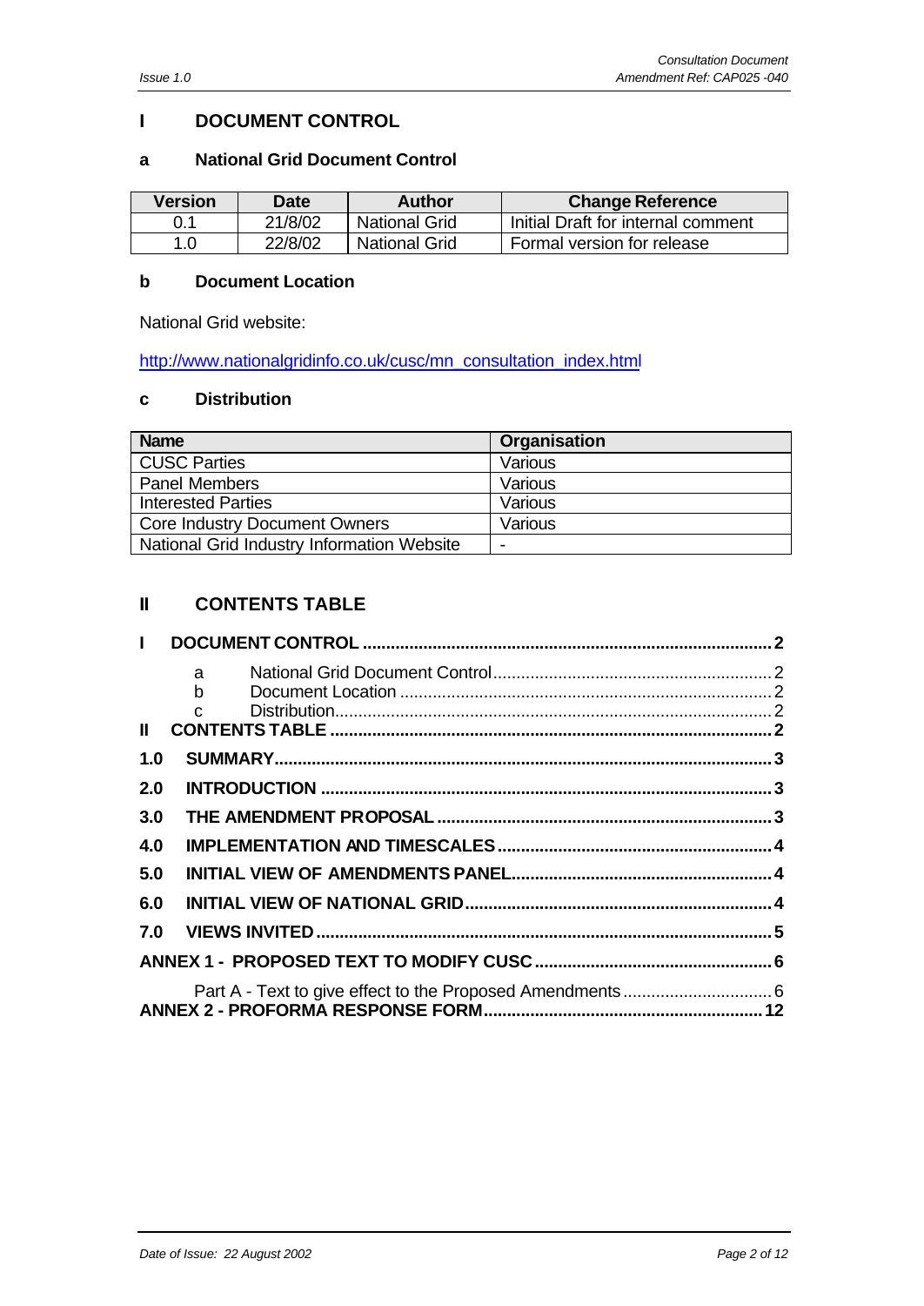# I DOCUMENT CONTROL

## a National Grid Document Control

| Version | Date | Author | Change Reference |
|---|---|---|---|
| 0.1 | 21/8/02 | National Grid | Initial Draft for internal comment |
| 1.0 | 22/8/02 | National Grid | Formal version for release |

## b Document Location

National Grid website:

http://www.nationalgridinfo.co.uk/cusc/mn_consultation_index.html

## c Distribution

| Name | Organisation |
|---|---|
| CUSC Parties | Various |
| Panel Members | Various |
| Interested Parties | Various |
| Core Industry Document Owners | Various |
| National Grid Industry Information Website | - |

# II CONTENTS TABLE

**I DOCUMENT CONTROL .......... 2**
- a National Grid Document Control .......... 2
- b Document Location .......... 2
- c Distribution .......... 2

**II CONTENTS TABLE .......... 2**

**1.0 SUMMARY .......... 3**

**2.0 INTRODUCTION .......... 3**

**3.0 THE AMENDMENT PROPOSAL .......... 3**

**4.0 IMPLEMENTATION AND TIMESCALES .......... 4**

**5.0 INITIAL VIEW OF AMENDMENTS PANEL .......... 4**

**6.0 INITIAL VIEW OF NATIONAL GRID .......... 4**

**7.0 VIEWS INVITED .......... 5**

**ANNEX 1 - PROPOSED TEXT TO MODIFY CUSC .......... 6**
- Part A - Text to give effect to the Proposed Amendments .......... 6

**ANNEX 2 - PROFORMA RESPONSE FORM .......... 12**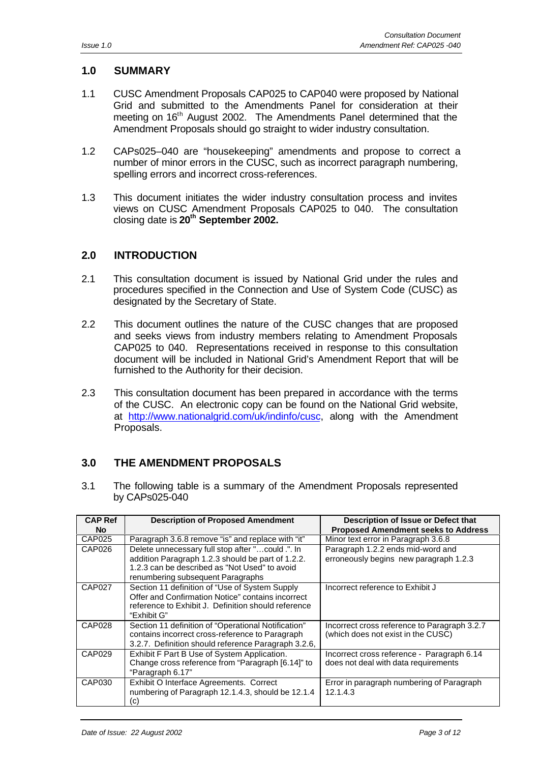## 1.0 SUMMARY

1.1 CUSC Amendment Proposals CAP025 to CAP040 were proposed by National Grid and submitted to the Amendments Panel for consideration at their meeting on 16th August 2002. The Amendments Panel determined that the Amendment Proposals should go straight to wider industry consultation.

1.2 CAPs025–040 are "housekeeping" amendments and propose to correct a number of minor errors in the CUSC, such as incorrect paragraph numbering, spelling errors and incorrect cross-references.

1.3 This document initiates the wider industry consultation process and invites views on CUSC Amendment Proposals CAP025 to 040. The consultation closing date is **20th September 2002.**

## 2.0 INTRODUCTION

2.1 This consultation document is issued by National Grid under the rules and procedures specified in the Connection and Use of System Code (CUSC) as designated by the Secretary of State.

2.2 This document outlines the nature of the CUSC changes that are proposed and seeks views from industry members relating to Amendment Proposals CAP025 to 040. Representations received in response to this consultation document will be included in National Grid's Amendment Report that will be furnished to the Authority for their decision.

2.3 This consultation document has been prepared in accordance with the terms of the CUSC. An electronic copy can be found on the National Grid website, at http://www.nationalgrid.com/uk/indinfo/cusc, along with the Amendment Proposals.

## 3.0 THE AMENDMENT PROPOSALS

3.1 The following table is a summary of the Amendment Proposals represented by CAPs025-040

| CAP Ref No | Description of Proposed Amendment | Description of Issue or Defect that Proposed Amendment seeks to Address |
|---|---|---|
| CAP025 | Paragraph 3.6.8 remove "is" and replace with "it" | Minor text error in Paragraph 3.6.8 |
| CAP026 | Delete unnecessary full stop after "…could .". In addition Paragraph 1.2.3 should be part of 1.2.2. 1.2.3 can be described as "Not Used" to avoid renumbering subsequent Paragraphs | Paragraph 1.2.2 ends mid-word and erroneously begins new paragraph 1.2.3 |
| CAP027 | Section 11 definition of "Use of System Supply Offer and Confirmation Notice" contains incorrect reference to Exhibit J. Definition should reference "Exhibit G" | Incorrect reference to Exhibit J |
| CAP028 | Section 11 definition of "Operational Notification" contains incorrect cross-reference to Paragraph 3.2.7. Definition should reference Paragraph 3.2.6, | Incorrect cross reference to Paragraph 3.2.7 (which does not exist in the CUSC) |
| CAP029 | Exhibit F Part B Use of System Application. Change cross reference from "Paragraph [6.14]" to "Paragraph 6.17" | Incorrect cross reference - Paragraph 6.14 does not deal with data requirements |
| CAP030 | Exhibit O Interface Agreements. Correct numbering of Paragraph 12.1.4.3, should be 12.1.4 (c) | Error in paragraph numbering of Paragraph 12.1.4.3 |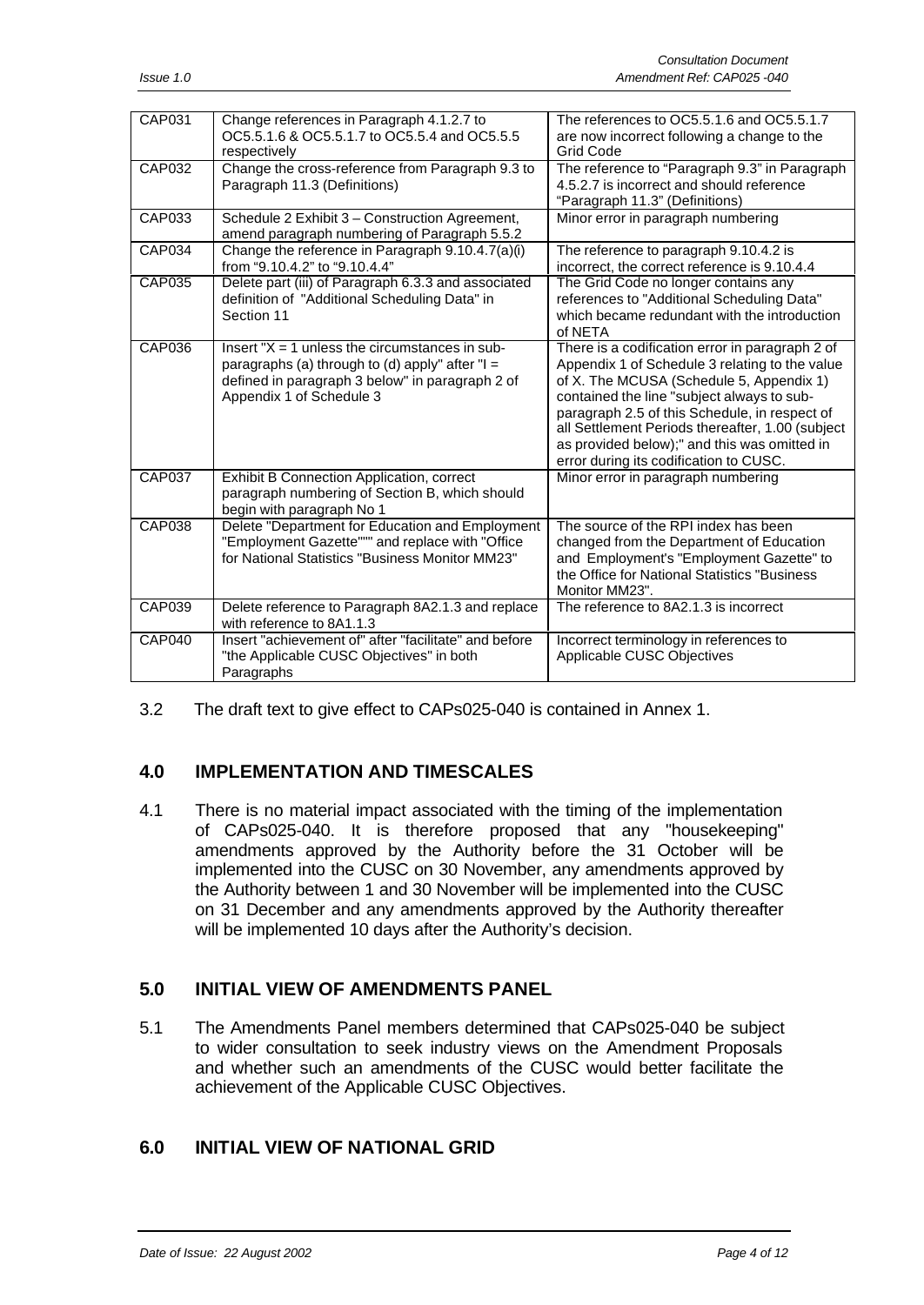| | | |
|---|---|---|
| CAP031 | Change references in Paragraph 4.1.2.7 to OC5.5.1.6 & OC5.5.1.7 to OC5.5.4 and OC5.5.5 respectively | The references to OC5.5.1.6 and OC5.5.1.7 are now incorrect following a change to the Grid Code |
| CAP032 | Change the cross-reference from Paragraph 9.3 to Paragraph 11.3 (Definitions) | The reference to "Paragraph 9.3" in Paragraph 4.5.2.7 is incorrect and should reference "Paragraph 11.3" (Definitions) |
| CAP033 | Schedule 2 Exhibit 3 – Construction Agreement, amend paragraph numbering of Paragraph 5.5.2 | Minor error in paragraph numbering |
| CAP034 | Change the reference in Paragraph 9.10.4.7(a)(i) from "9.10.4.2" to "9.10.4.4" | The reference to paragraph 9.10.4.2 is incorrect, the correct reference is 9.10.4.4 |
| CAP035 | Delete part (iii) of Paragraph 6.3.3 and associated definition of "Additional Scheduling Data" in Section 11 | The Grid Code no longer contains any references to "Additional Scheduling Data" which became redundant with the introduction of NETA |
| CAP036 | Insert "X = 1 unless the circumstances in sub-paragraphs (a) through to (d) apply" after "I = defined in paragraph 3 below" in paragraph 2 of Appendix 1 of Schedule 3 | There is a codification error in paragraph 2 of Appendix 1 of Schedule 3 relating to the value of X. The MCUSA (Schedule 5, Appendix 1) contained the line "subject always to sub-paragraph 2.5 of this Schedule, in respect of all Settlement Periods thereafter, 1.00 (subject as provided below);" and this was omitted in error during its codification to CUSC. |
| CAP037 | Exhibit B Connection Application, correct paragraph numbering of Section B, which should begin with paragraph No 1 | Minor error in paragraph numbering |
| CAP038 | Delete "Department for Education and Employment "Employment Gazette"" and replace with "Office for National Statistics "Business Monitor MM23" | The source of the RPI index has been changed from the Department of Education and Employment's "Employment Gazette" to the Office for National Statistics "Business Monitor MM23". |
| CAP039 | Delete reference to Paragraph 8A2.1.3 and replace with reference to 8A1.1.3 | The reference to 8A2.1.3 is incorrect |
| CAP040 | Insert "achievement of" after "facilitate" and before "the Applicable CUSC Objectives" in both Paragraphs | Incorrect terminology in references to Applicable CUSC Objectives |

3.2 The draft text to give effect to CAPs025-040 is contained in Annex 1.

## 4.0 IMPLEMENTATION AND TIMESCALES

4.1 There is no material impact associated with the timing of the implementation of CAPs025-040. It is therefore proposed that any "housekeeping" amendments approved by the Authority before the 31 October will be implemented into the CUSC on 30 November, any amendments approved by the Authority between 1 and 30 November will be implemented into the CUSC on 31 December and any amendments approved by the Authority thereafter will be implemented 10 days after the Authority's decision.

## 5.0 INITIAL VIEW OF AMENDMENTS PANEL

5.1 The Amendments Panel members determined that CAPs025-040 be subject to wider consultation to seek industry views on the Amendment Proposals and whether such an amendments of the CUSC would better facilitate the achievement of the Applicable CUSC Objectives.

## 6.0 INITIAL VIEW OF NATIONAL GRID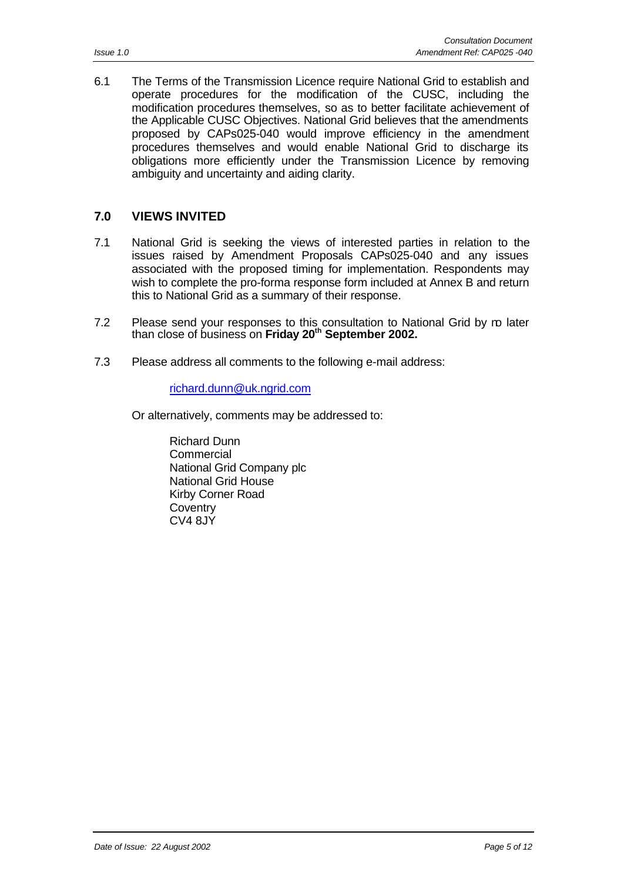6.1 The Terms of the Transmission Licence require National Grid to establish and operate procedures for the modification of the CUSC, including the modification procedures themselves, so as to better facilitate achievement of the Applicable CUSC Objectives. National Grid believes that the amendments proposed by CAPs025-040 would improve efficiency in the amendment procedures themselves and would enable National Grid to discharge its obligations more efficiently under the Transmission Licence by removing ambiguity and uncertainty and aiding clarity.

## 7.0 VIEWS INVITED

7.1 National Grid is seeking the views of interested parties in relation to the issues raised by Amendment Proposals CAPs025-040 and any issues associated with the proposed timing for implementation. Respondents may wish to complete the pro-forma response form included at Annex B and return this to National Grid as a summary of their response.

7.2 Please send your responses to this consultation to National Grid by no later than close of business on **Friday 20th September 2002.**

7.3 Please address all comments to the following e-mail address:

richard.dunn@uk.ngrid.com

Or alternatively, comments may be addressed to:

Richard Dunn
Commercial
National Grid Company plc
National Grid House
Kirby Corner Road
Coventry
CV4 8JY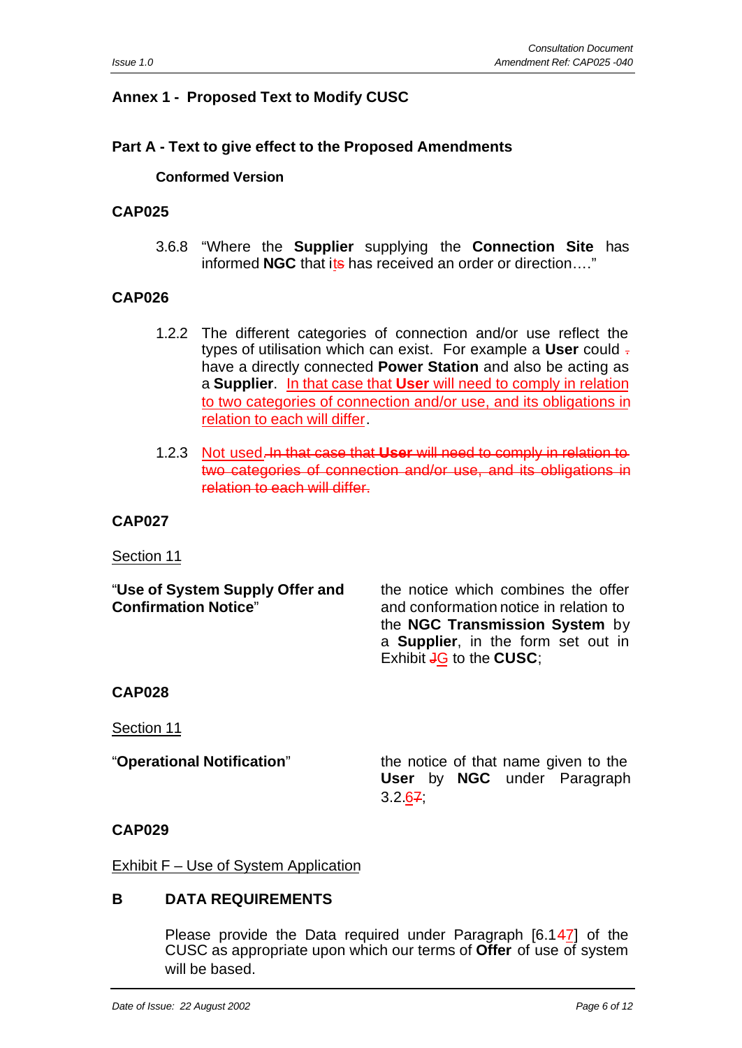## Annex 1 - Proposed Text to Modify CUSC

### Part A - Text to give effect to the Proposed Amendments

**Conformed Version**

### CAP025

3.6.8 "Where the **Supplier** supplying the **Connection Site** has informed **NGC** that its has received an order or direction…."

### CAP026

1.2.2 The different categories of connection and/or use reflect the types of utilisation which can exist. For example a **User** could . have a directly connected **Power Station** and also be acting as a **Supplier**. In that case that **User** will need to comply in relation to two categories of connection and/or use, and its obligations in relation to each will differ.

1.2.3 Not used. ~~In that case that **User** will need to comply in relation to two categories of connection and/or use, and its obligations in relation to each will differ.~~

### CAP027

Section 11

| | |
|---|---|
| "**Use of System Supply Offer and Confirmation Notice**" | the notice which combines the offer and conformation notice in relation to the **NGC Transmission System** by a **Supplier**, in the form set out in Exhibit ~~J~~G to the **CUSC**; |

### CAP028

Section 11

| | |
|---|---|
| "**Operational Notification**" | the notice of that name given to the **User** by **NGC** under Paragraph 3.2.6~~7~~; |

### CAP029

Exhibit F – Use of System Application

### B DATA REQUIREMENTS

Please provide the Data required under Paragraph [6.14~~7~~] of the CUSC as appropriate upon which our terms of **Offer** of use of system will be based.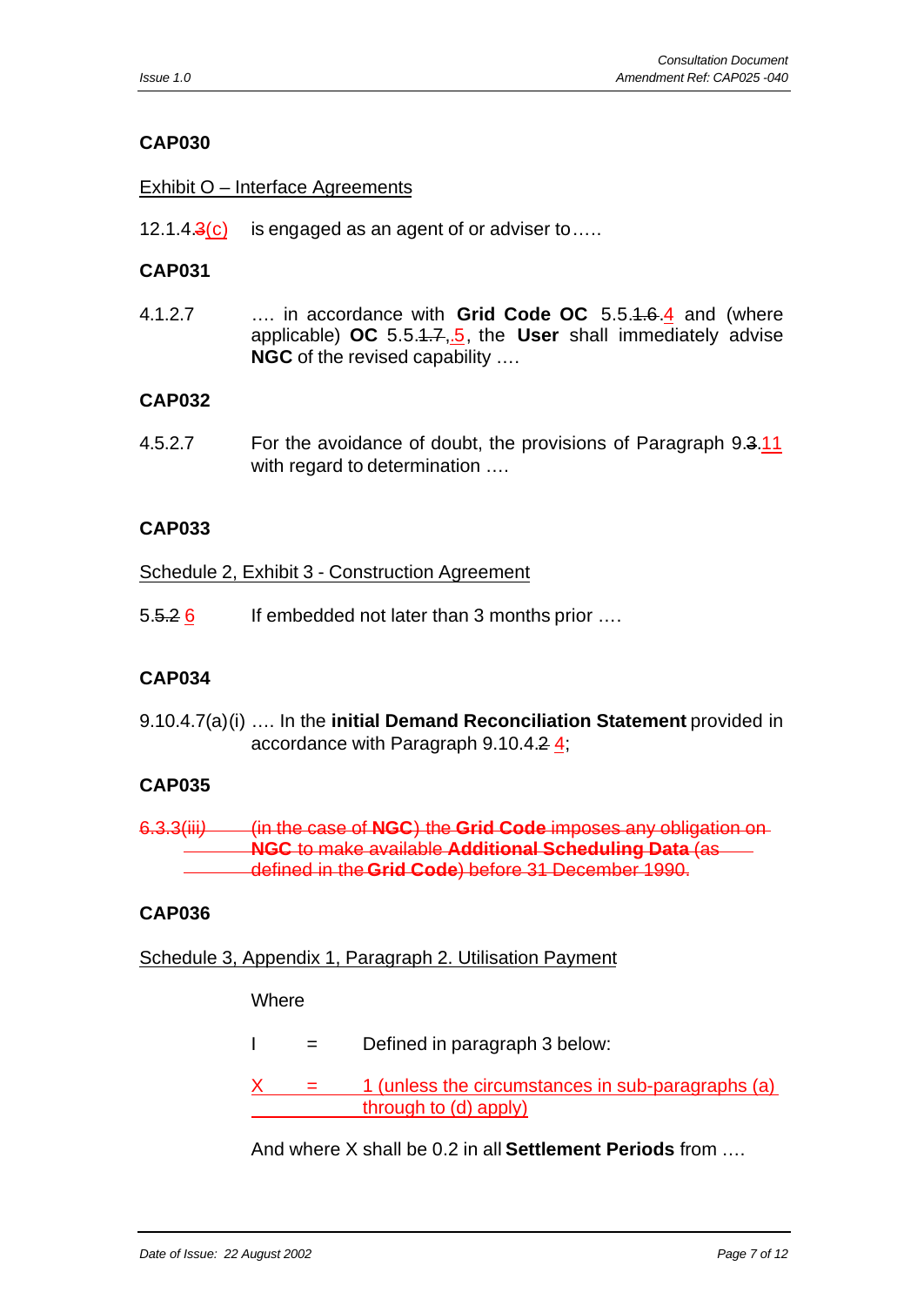**CAP030**

Exhibit O – Interface Agreements

12.1.4.~~3~~(c) is engaged as an agent of or adviser to…..

**CAP031**

4.1.2.7 …. in accordance with **Grid Code OC** 5.5.~~1.6~~.4 and (where applicable) **OC** 5.5.~~1.7~~,.5, the **User** shall immediately advise **NGC** of the revised capability ….

**CAP032**

4.5.2.7 For the avoidance of doubt, the provisions of Paragraph 9.~~3~~.11 with regard to determination ….

**CAP033**

Schedule 2, Exhibit 3 - Construction Agreement

5.~~5.2~~ 6 If embedded not later than 3 months prior ….

**CAP034**

9.10.4.7(a)(i) …. In the **initial Demand Reconciliation Statement** provided in accordance with Paragraph 9.10.4.~~2~~ 4;

**CAP035**

~~6.3.3(iii) (in the case of **NGC**) the **Grid Code** imposes any obligation on **NGC** to make available **Additional Scheduling Data** (as defined in the **Grid Code**) before 31 December 1990.~~

**CAP036**

Schedule 3, Appendix 1, Paragraph 2. Utilisation Payment

Where

I = Defined in paragraph 3 below:

X = 1 (unless the circumstances in sub-paragraphs (a) through to (d) apply)

And where X shall be 0.2 in all **Settlement Periods** from ….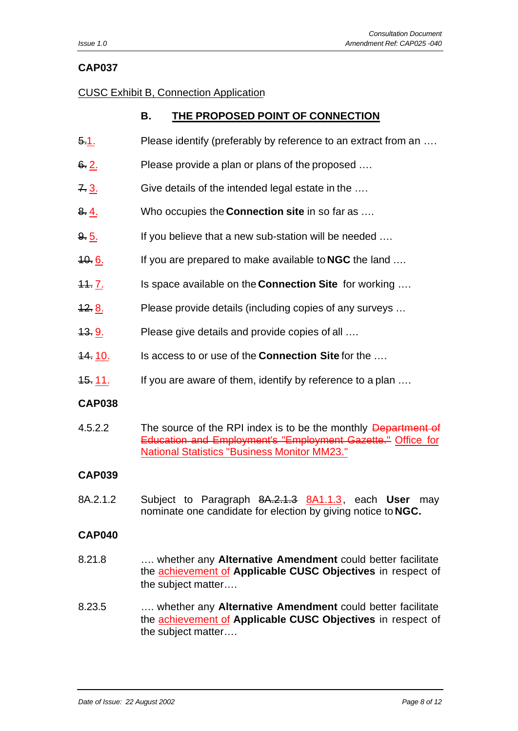**CAP037**

CUSC Exhibit B, Connection Application

**B. THE PROPOSED POINT OF CONNECTION**

~~5.~~1. Please identify (preferably by reference to an extract from an ….

~~6.~~ 2. Please provide a plan or plans of the proposed ….

~~7.~~ 3. Give details of the intended legal estate in the ….

~~8.~~ 4. Who occupies the **Connection site** in so far as ….

~~9.~~ 5. If you believe that a new sub-station will be needed ….

~~10.~~ 6. If you are prepared to make available to **NGC** the land ….

~~11.~~ 7. Is space available on the **Connection Site** for working ….

~~12.~~ 8. Please provide details (including copies of any surveys …

~~13.~~ 9. Please give details and provide copies of all ….

~~14.~~ 10. Is access to or use of the **Connection Site** for the ….

~~15.~~ 11. If you are aware of them, identify by reference to a plan ….

**CAP038**

4.5.2.2 The source of the RPI index is to be the monthly ~~Department of Education and Employment's "Employment Gazette."~~ Office for National Statistics "Business Monitor MM23."

**CAP039**

8A.2.1.2 Subject to Paragraph ~~8A.2.1.3~~ 8A1.1.3, each **User** may nominate one candidate for election by giving notice to **NGC.**

**CAP040**

8.21.8 …. whether any **Alternative Amendment** could better facilitate the achievement of **Applicable CUSC Objectives** in respect of the subject matter….

8.23.5 …. whether any **Alternative Amendment** could better facilitate the achievement of **Applicable CUSC Objectives** in respect of the subject matter….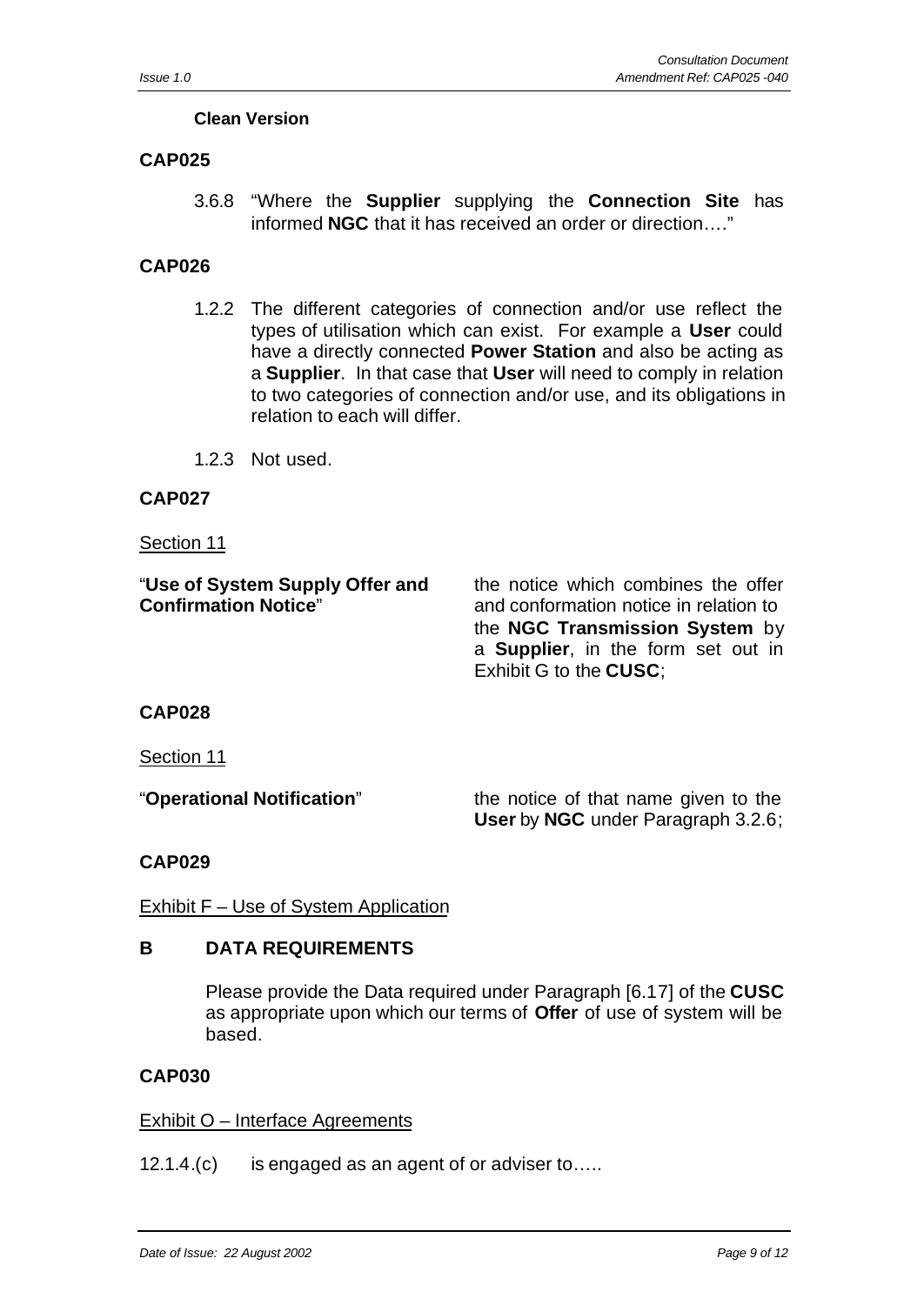**Clean Version**

**CAP025**

3.6.8 "Where the **Supplier** supplying the **Connection Site** has informed **NGC** that it has received an order or direction…."

**CAP026**

1.2.2 The different categories of connection and/or use reflect the types of utilisation which can exist. For example a **User** could have a directly connected **Power Station** and also be acting as a **Supplier**. In that case that **User** will need to comply in relation to two categories of connection and/or use, and its obligations in relation to each will differ.

1.2.3 Not used.

**CAP027**

Section 11

| | |
|---|---|
| "**Use of System Supply Offer and Confirmation Notice**" | the notice which combines the offer and conformation notice in relation to the **NGC Transmission System** by a **Supplier**, in the form set out in Exhibit G to the **CUSC**; |

**CAP028**

Section 11

| | |
|---|---|
| "**Operational Notification**" | the notice of that name given to the **User** by **NGC** under Paragraph 3.2.6; |

**CAP029**

Exhibit F – Use of System Application

**B DATA REQUIREMENTS**

Please provide the Data required under Paragraph [6.17] of the **CUSC** as appropriate upon which our terms of **Offer** of use of system will be based.

**CAP030**

Exhibit O – Interface Agreements

12.1.4.(c) is engaged as an agent of or adviser to…..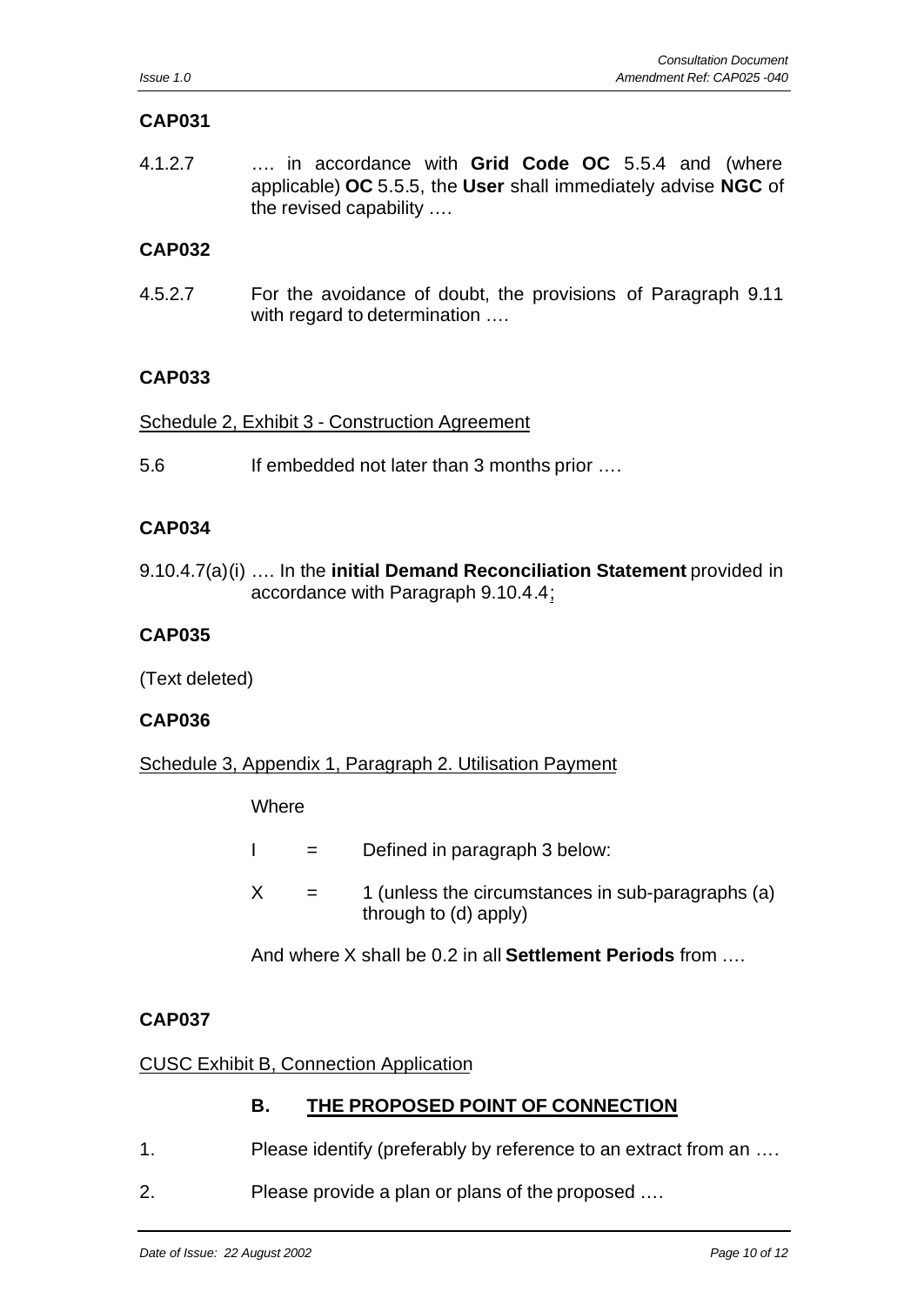**CAP031**

4.1.2.7 …. in accordance with **Grid Code OC** 5.5.4 and (where applicable) **OC** 5.5.5, the **User** shall immediately advise **NGC** of the revised capability ….

**CAP032**

4.5.2.7 For the avoidance of doubt, the provisions of Paragraph 9.11 with regard to determination ….

**CAP033**

<u>Schedule 2, Exhibit 3 - Construction Agreement</u>

5.6 If embedded not later than 3 months prior ….

**CAP034**

9.10.4.7(a)(i) …. In the **initial Demand Reconciliation Statement** provided in accordance with Paragraph 9.10.4.4<u>;</u>

**CAP035**

(Text deleted)

**CAP036**

<u>Schedule 3, Appendix 1, Paragraph 2. Utilisation Payment</u>

Where

I = Defined in paragraph 3 below:

X = 1 (unless the circumstances in sub-paragraphs (a) through to (d) apply)

And where X shall be 0.2 in all **Settlement Periods** from ….

**CAP037**

<u>CUSC Exhibit B, Connection Application</u>

**B. <u>THE PROPOSED POINT OF CONNECTION</u>**

1. Please identify (preferably by reference to an extract from an ….

2. Please provide a plan or plans of the proposed ….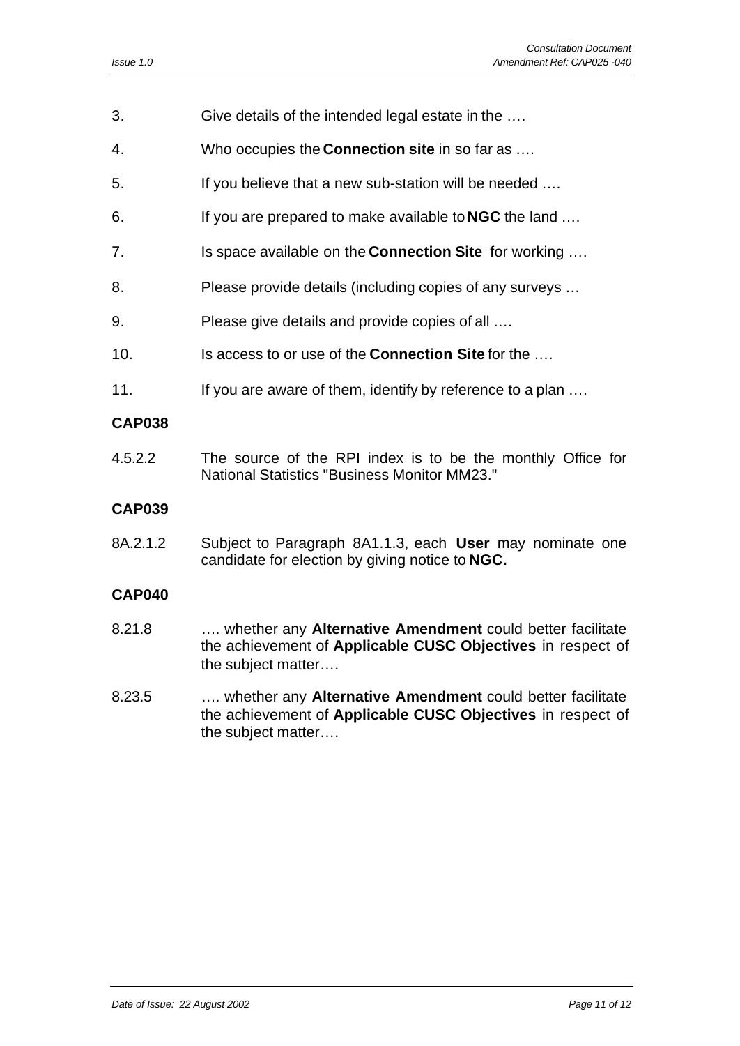3. Give details of the intended legal estate in the ….

4. Who occupies the **Connection site** in so far as ….

5. If you believe that a new sub-station will be needed ….

6. If you are prepared to make available to **NGC** the land ….

7. Is space available on the **Connection Site** for working ….

8. Please provide details (including copies of any surveys …

9. Please give details and provide copies of all ….

10. Is access to or use of the **Connection Site** for the ….

11. If you are aware of them, identify by reference to a plan ….

**CAP038**

4.5.2.2 The source of the RPI index is to be the monthly Office for National Statistics "Business Monitor MM23."

**CAP039**

8A.2.1.2 Subject to Paragraph 8A1.1.3, each **User** may nominate one candidate for election by giving notice to **NGC.**

**CAP040**

8.21.8 …. whether any **Alternative Amendment** could better facilitate the achievement of **Applicable CUSC Objectives** in respect of the subject matter….

8.23.5 …. whether any **Alternative Amendment** could better facilitate the achievement of **Applicable CUSC Objectives** in respect of the subject matter….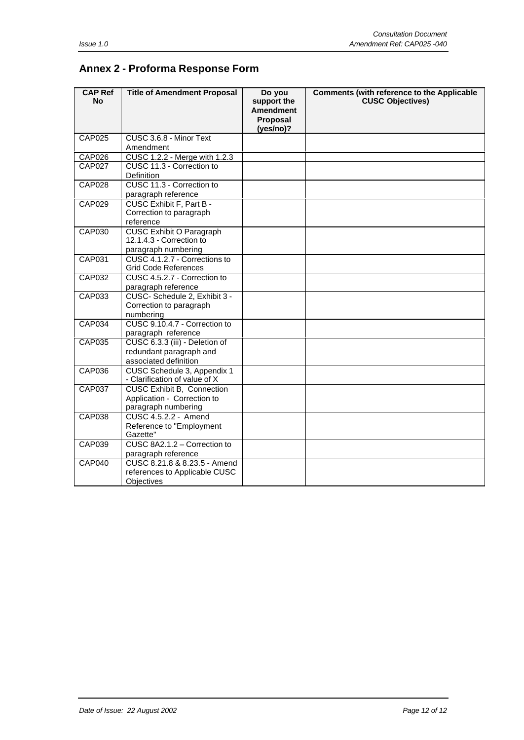## Annex 2 - Proforma Response Form

| CAP Ref No | Title of Amendment Proposal | Do you support the Amendment Proposal (yes/no)? | Comments (with reference to the Applicable CUSC Objectives) |
|---|---|---|---|
| CAP025 | CUSC 3.6.8 - Minor Text Amendment | | |
| CAP026 | CUSC 1.2.2 - Merge with 1.2.3 | | |
| CAP027 | CUSC 11.3 - Correction to Definition | | |
| CAP028 | CUSC 11.3 - Correction to paragraph reference | | |
| CAP029 | CUSC Exhibit F, Part B - Correction to paragraph reference | | |
| CAP030 | CUSC Exhibit O Paragraph 12.1.4.3 - Correction to paragraph numbering | | |
| CAP031 | CUSC 4.1.2.7 - Corrections to Grid Code References | | |
| CAP032 | CUSC 4.5.2.7 - Correction to paragraph reference | | |
| CAP033 | CUSC- Schedule 2, Exhibit 3 - Correction to paragraph numbering | | |
| CAP034 | CUSC 9.10.4.7 - Correction to paragraph reference | | |
| CAP035 | CUSC 6.3.3 (iii) - Deletion of redundant paragraph and associated definition | | |
| CAP036 | CUSC Schedule 3, Appendix 1 - Clarification of value of X | | |
| CAP037 | CUSC Exhibit B, Connection Application - Correction to paragraph numbering | | |
| CAP038 | CUSC 4.5.2.2 - Amend Reference to "Employment Gazette" | | |
| CAP039 | CUSC 8A2.1.2 – Correction to paragraph reference | | |
| CAP040 | CUSC 8.21.8 & 8.23.5 - Amend references to Applicable CUSC Objectives | | |